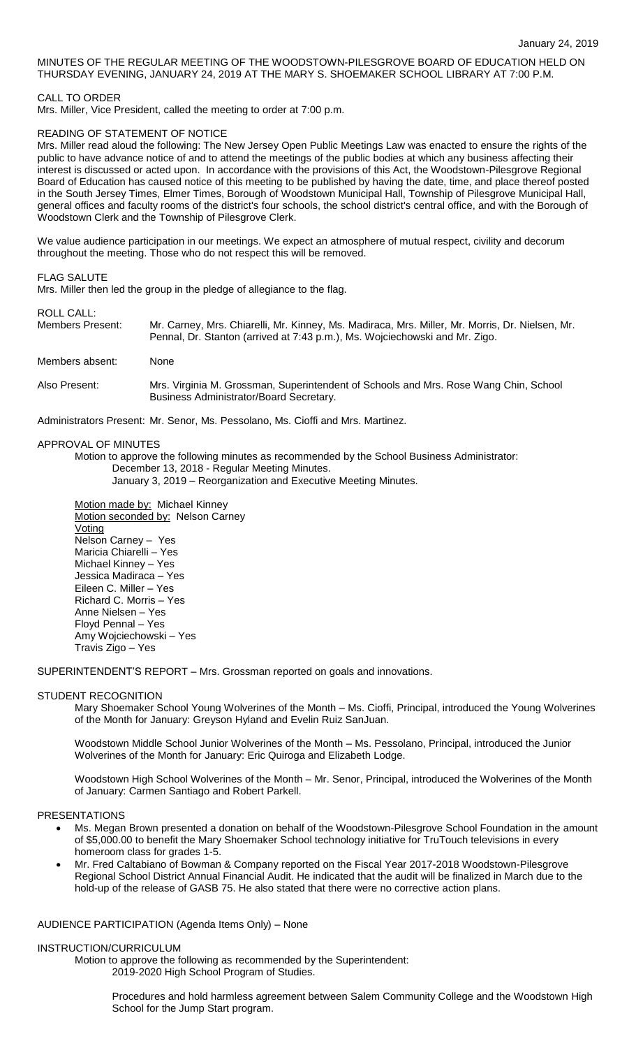January 24, 2019

MINUTES OF THE REGULAR MEETING OF THE WOODSTOWN-PILESGROVE BOARD OF EDUCATION HELD ON THURSDAY EVENING, JANUARY 24, 2019 AT THE MARY S. SHOEMAKER SCHOOL LIBRARY AT 7:00 P.M.

CALL TO ORDER

Mrs. Miller, Vice President, called the meeting to order at 7:00 p.m.

READING OF STATEMENT OF NOTICE

Mrs. Miller read aloud the following: The New Jersey Open Public Meetings Law was enacted to ensure the rights of the public to have advance notice of and to attend the meetings of the public bodies at which any business affecting their interest is discussed or acted upon. In accordance with the provisions of this Act, the Woodstown-Pilesgrove Regional Board of Education has caused notice of this meeting to be published by having the date, time, and place thereof posted in the South Jersey Times, Elmer Times, Borough of Woodstown Municipal Hall, Township of Pilesgrove Municipal Hall, general offices and faculty rooms of the district's four schools, the school district's central office, and with the Borough of Woodstown Clerk and the Township of Pilesgrove Clerk.

We value audience participation in our meetings. We expect an atmosphere of mutual respect, civility and decorum throughout the meeting. Those who do not respect this will be removed.

FLAG SALUTE

Mrs. Miller then led the group in the pledge of allegiance to the flag.

ROLL CALL:

Members Present: Mr. Carney, Mrs. Chiarelli, Mr. Kinney, Ms. Madiraca, Mrs. Miller, Mr. Morris, Dr. Nielsen, Mr. Pennal, Dr. Stanton (arrived at 7:43 p.m.), Ms. Wojciechowski and Mr. Zigo.

Members absent: None

Also Present: Mrs. Virginia M. Grossman, Superintendent of Schools and Mrs. Rose Wang Chin, School Business Administrator/Board Secretary.

Administrators Present: Mr. Senor, Ms. Pessolano, Ms. Cioffi and Mrs. Martinez.

APPROVAL OF MINUTES

Motion to approve the following minutes as recommended by the School Business Administrator:
December 13, 2018 - Regular Meeting Minutes.
January 3, 2019 – Reorganization and Executive Meeting Minutes.

Motion made by: Michael Kinney
Motion seconded by: Nelson Carney
Voting
Nelson Carney – Yes
Maricia Chiarelli – Yes
Michael Kinney – Yes
Jessica Madiraca – Yes
Eileen C. Miller – Yes
Richard C. Morris – Yes
Anne Nielsen – Yes
Floyd Pennal – Yes
Amy Wojciechowski – Yes
Travis Zigo – Yes

SUPERINTENDENT'S REPORT – Mrs. Grossman reported on goals and innovations.

STUDENT RECOGNITION

Mary Shoemaker School Young Wolverines of the Month – Ms. Cioffi, Principal, introduced the Young Wolverines of the Month for January: Greyson Hyland and Evelin Ruiz SanJuan.

Woodstown Middle School Junior Wolverines of the Month – Ms. Pessolano, Principal, introduced the Junior Wolverines of the Month for January: Eric Quiroga and Elizabeth Lodge.

Woodstown High School Wolverines of the Month – Mr. Senor, Principal, introduced the Wolverines of the Month of January: Carmen Santiago and Robert Parkell.

PRESENTATIONS

- Ms. Megan Brown presented a donation on behalf of the Woodstown-Pilesgrove School Foundation in the amount of $5,000.00 to benefit the Mary Shoemaker School technology initiative for TruTouch televisions in every homeroom class for grades 1-5.
- Mr. Fred Caltabiano of Bowman & Company reported on the Fiscal Year 2017-2018 Woodstown-Pilesgrove Regional School District Annual Financial Audit. He indicated that the audit will be finalized in March due to the hold-up of the release of GASB 75. He also stated that there were no corrective action plans.

AUDIENCE PARTICIPATION (Agenda Items Only) – None

INSTRUCTION/CURRICULUM

Motion to approve the following as recommended by the Superintendent:
2019-2020 High School Program of Studies.

Procedures and hold harmless agreement between Salem Community College and the Woodstown High School for the Jump Start program.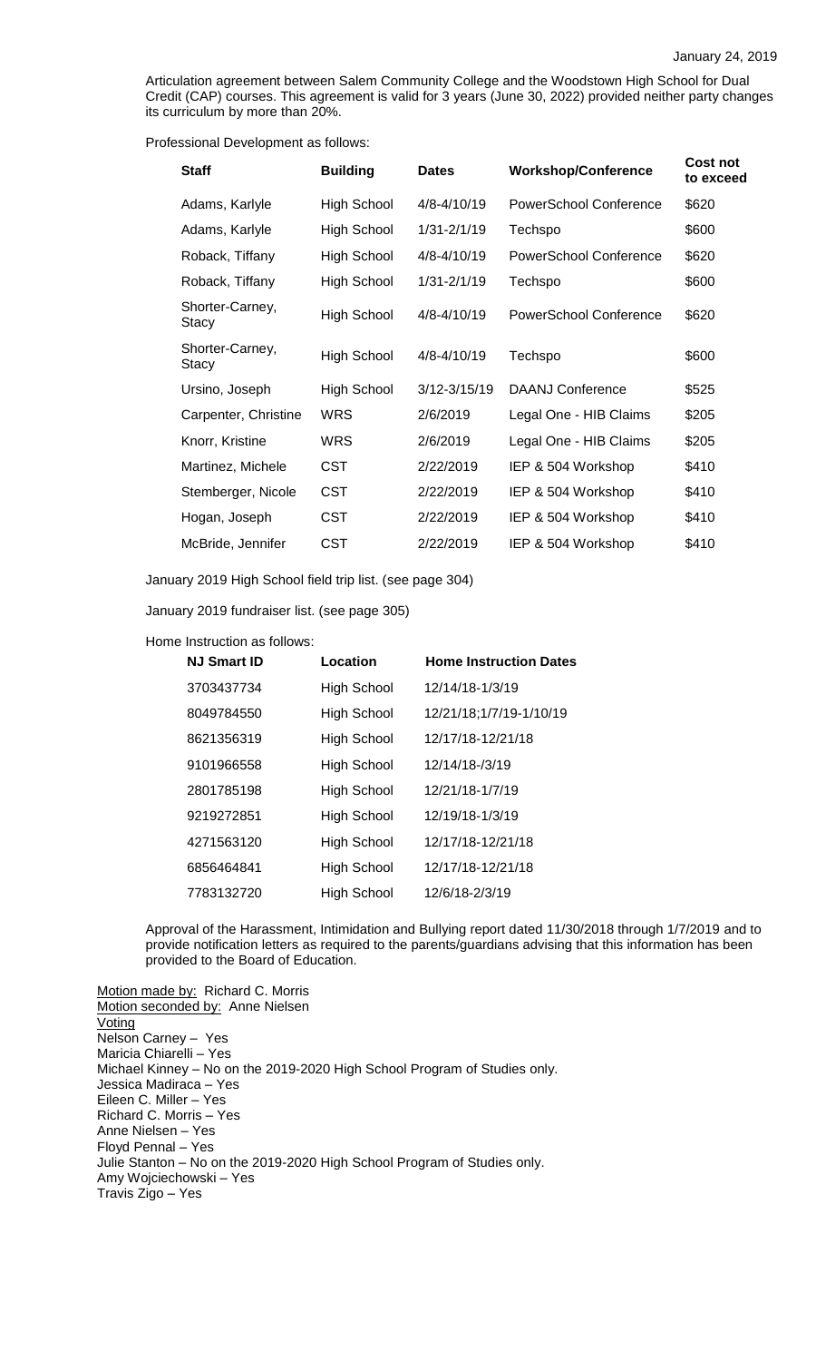January 24, 2019

Articulation agreement between Salem Community College and the Woodstown High School for Dual Credit (CAP) courses. This agreement is valid for 3 years (June 30, 2022) provided neither party changes its curriculum by more than 20%.

Professional Development as follows:

| Staff | Building | Dates | Workshop/Conference | Cost not to exceed |
|---|---|---|---|---|
| Adams, Karlyle | High School | 4/8-4/10/19 | PowerSchool Conference | $620 |
| Adams, Karlyle | High School | 1/31-2/1/19 | Techspo | $600 |
| Roback, Tiffany | High School | 4/8-4/10/19 | PowerSchool Conference | $620 |
| Roback, Tiffany | High School | 1/31-2/1/19 | Techspo | $600 |
| Shorter-Carney, Stacy | High School | 4/8-4/10/19 | PowerSchool Conference | $620 |
| Shorter-Carney, Stacy | High School | 4/8-4/10/19 | Techspo | $600 |
| Ursino, Joseph | High School | 3/12-3/15/19 | DAANJ Conference | $525 |
| Carpenter, Christine | WRS | 2/6/2019 | Legal One - HIB Claims | $205 |
| Knorr, Kristine | WRS | 2/6/2019 | Legal One - HIB Claims | $205 |
| Martinez, Michele | CST | 2/22/2019 | IEP & 504 Workshop | $410 |
| Stemberger, Nicole | CST | 2/22/2019 | IEP & 504 Workshop | $410 |
| Hogan, Joseph | CST | 2/22/2019 | IEP & 504 Workshop | $410 |
| McBride, Jennifer | CST | 2/22/2019 | IEP & 504 Workshop | $410 |

January 2019 High School field trip list. (see page 304)

January 2019 fundraiser list. (see page 305)

Home Instruction as follows:

| NJ Smart ID | Location | Home Instruction Dates |
|---|---|---|
| 3703437734 | High School | 12/14/18-1/3/19 |
| 8049784550 | High School | 12/21/18;1/7/19-1/10/19 |
| 8621356319 | High School | 12/17/18-12/21/18 |
| 9101966558 | High School | 12/14/18-/3/19 |
| 2801785198 | High School | 12/21/18-1/7/19 |
| 9219272851 | High School | 12/19/18-1/3/19 |
| 4271563120 | High School | 12/17/18-12/21/18 |
| 6856464841 | High School | 12/17/18-12/21/18 |
| 7783132720 | High School | 12/6/18-2/3/19 |

Approval of the Harassment, Intimidation and Bullying report dated 11/30/2018 through 1/7/2019 and to provide notification letters as required to the parents/guardians advising that this information has been provided to the Board of Education.

Motion made by: Richard C. Morris
Motion seconded by: Anne Nielsen
Voting
Nelson Carney – Yes
Maricia Chiarelli – Yes
Michael Kinney – No on the 2019-2020 High School Program of Studies only.
Jessica Madiraca – Yes
Eileen C. Miller – Yes
Richard C. Morris – Yes
Anne Nielsen – Yes
Floyd Pennal – Yes
Julie Stanton – No on the 2019-2020 High School Program of Studies only.
Amy Wojciechowski – Yes
Travis Zigo – Yes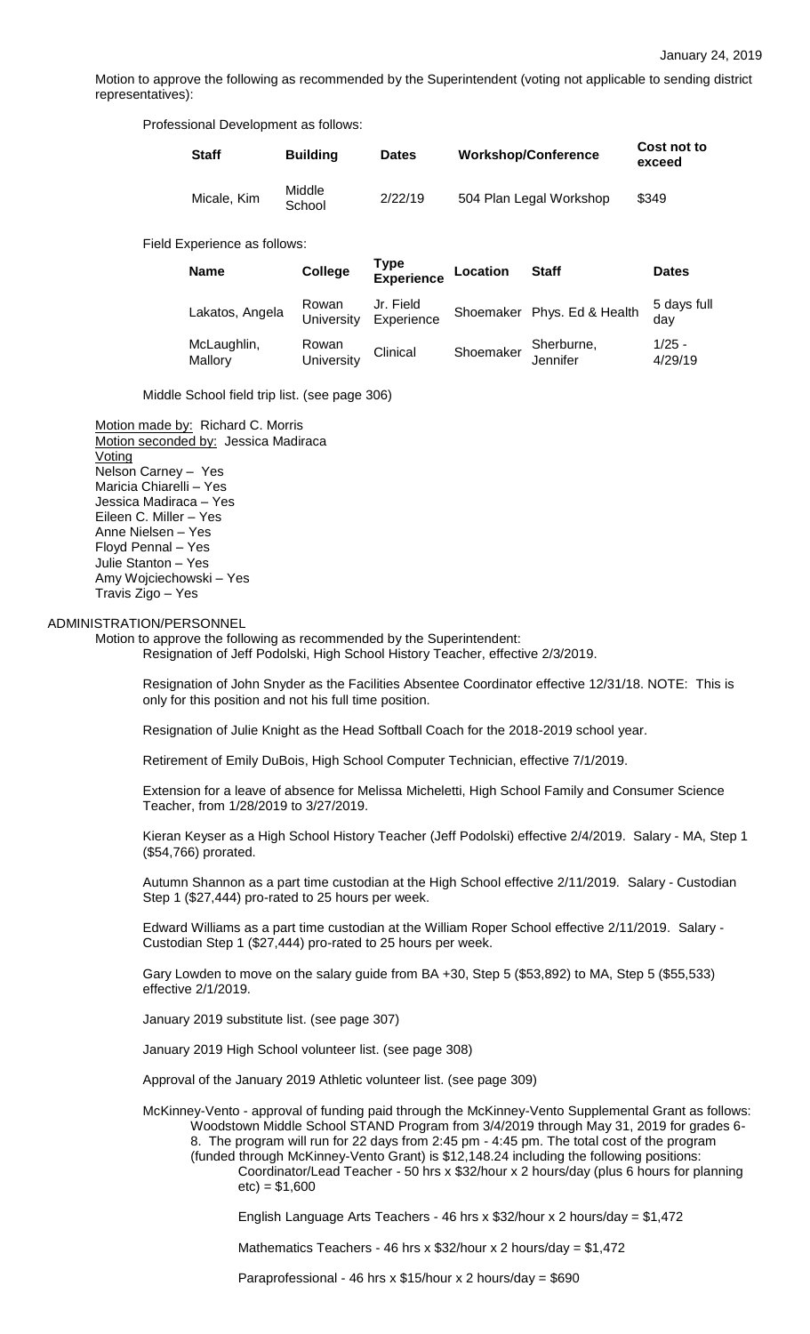January 24, 2019

Motion to approve the following as recommended by the Superintendent (voting not applicable to sending district representatives):

Professional Development as follows:

| Staff | Building | Dates | Workshop/Conference | Cost not to exceed |
|---|---|---|---|---|
| Micale, Kim | Middle School | 2/22/19 | 504 Plan Legal Workshop | $349 |

Field Experience as follows:

| Name | College | Type Experience | Location | Staff | Dates |
|---|---|---|---|---|---|
| Lakatos, Angela | Rowan University | Jr. Field Experience | Shoemaker | Phys. Ed & Health | 5 days full day |
| McLaughlin, Mallory | Rowan University | Clinical | Shoemaker | Sherburne, Jennifer | 1/25 - 4/29/19 |

Middle School field trip list. (see page 306)

Motion made by: Richard C. Morris
Motion seconded by: Jessica Madiraca
Voting
Nelson Carney – Yes
Maricia Chiarelli – Yes
Jessica Madiraca – Yes
Eileen C. Miller – Yes
Anne Nielsen – Yes
Floyd Pennal – Yes
Julie Stanton – Yes
Amy Wojciechowski – Yes
Travis Zigo – Yes

ADMINISTRATION/PERSONNEL

Motion to approve the following as recommended by the Superintendent:

Resignation of Jeff Podolski, High School History Teacher, effective 2/3/2019.

Resignation of John Snyder as the Facilities Absentee Coordinator effective 12/31/18. NOTE: This is only for this position and not his full time position.

Resignation of Julie Knight as the Head Softball Coach for the 2018-2019 school year.

Retirement of Emily DuBois, High School Computer Technician, effective 7/1/2019.

Extension for a leave of absence for Melissa Micheletti, High School Family and Consumer Science Teacher, from 1/28/2019 to 3/27/2019.

Kieran Keyser as a High School History Teacher (Jeff Podolski) effective 2/4/2019. Salary - MA, Step 1 ($54,766) prorated.

Autumn Shannon as a part time custodian at the High School effective 2/11/2019. Salary - Custodian Step 1 ($27,444) pro-rated to 25 hours per week.

Edward Williams as a part time custodian at the William Roper School effective 2/11/2019. Salary - Custodian Step 1 ($27,444) pro-rated to 25 hours per week.

Gary Lowden to move on the salary guide from BA +30, Step 5 ($53,892) to MA, Step 5 ($55,533) effective 2/1/2019.

January 2019 substitute list. (see page 307)

January 2019 High School volunteer list. (see page 308)

Approval of the January 2019 Athletic volunteer list. (see page 309)

McKinney-Vento - approval of funding paid through the McKinney-Vento Supplemental Grant as follows:
Woodstown Middle School STAND Program from 3/4/2019 through May 31, 2019 for grades 6-8. The program will run for 22 days from 2:45 pm - 4:45 pm. The total cost of the program (funded through McKinney-Vento Grant) is $12,148.24 including the following positions:

Coordinator/Lead Teacher - 50 hrs x $32/hour x 2 hours/day (plus 6 hours for planning etc) = $1,600

English Language Arts Teachers - 46 hrs x $32/hour x 2 hours/day = $1,472

Mathematics Teachers - 46 hrs x $32/hour x 2 hours/day = $1,472

Paraprofessional - 46 hrs x $15/hour x 2 hours/day = $690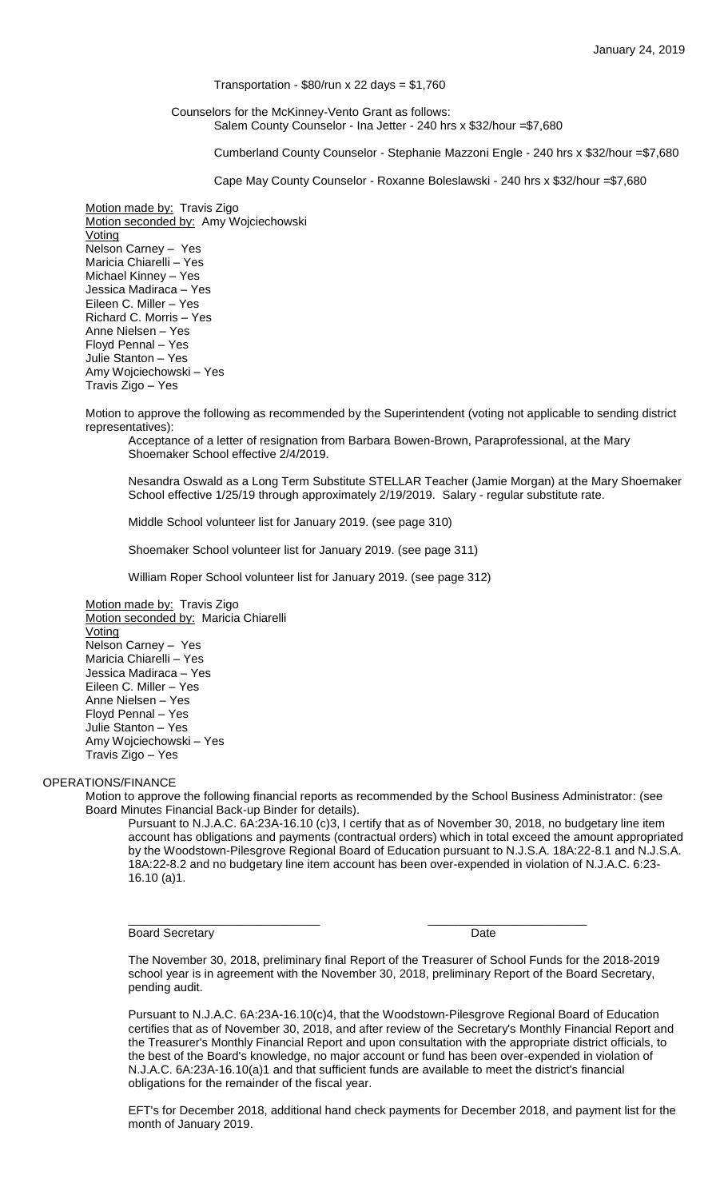Transportation - $80/run x 22 days = $1,760

Counselors for the McKinney-Vento Grant as follows:

Salem County Counselor - Ina Jetter - 240 hrs x $32/hour =$7,680

Cumberland County Counselor - Stephanie Mazzoni Engle - 240 hrs x $32/hour =$7,680

Cape May County Counselor - Roxanne Boleslawski - 240 hrs x $32/hour =$7,680

Motion made by: Travis Zigo
Motion seconded by: Amy Wojciechowski
Voting
Nelson Carney – Yes
Maricia Chiarelli – Yes
Michael Kinney – Yes
Jessica Madiraca – Yes
Eileen C. Miller – Yes
Richard C. Morris – Yes
Anne Nielsen – Yes
Floyd Pennal – Yes
Julie Stanton – Yes
Amy Wojciechowski – Yes
Travis Zigo – Yes

Motion to approve the following as recommended by the Superintendent (voting not applicable to sending district representatives):

Acceptance of a letter of resignation from Barbara Bowen-Brown, Paraprofessional, at the Mary Shoemaker School effective 2/4/2019.

Nesandra Oswald as a Long Term Substitute STELLAR Teacher (Jamie Morgan) at the Mary Shoemaker School effective 1/25/19 through approximately 2/19/2019. Salary - regular substitute rate.

Middle School volunteer list for January 2019. (see page 310)

Shoemaker School volunteer list for January 2019. (see page 311)

William Roper School volunteer list for January 2019. (see page 312)

Motion made by: Travis Zigo
Motion seconded by: Maricia Chiarelli
Voting
Nelson Carney – Yes
Maricia Chiarelli – Yes
Jessica Madiraca – Yes
Eileen C. Miller – Yes
Anne Nielsen – Yes
Floyd Pennal – Yes
Julie Stanton – Yes
Amy Wojciechowski – Yes
Travis Zigo – Yes

OPERATIONS/FINANCE

Motion to approve the following financial reports as recommended by the School Business Administrator: (see Board Minutes Financial Back-up Binder for details).

Pursuant to N.J.A.C. 6A:23A-16.10 (c)3, I certify that as of November 30, 2018, no budgetary line item account has obligations and payments (contractual orders) which in total exceed the amount appropriated by the Woodstown-Pilesgrove Regional Board of Education pursuant to N.J.S.A. 18A:22-8.1 and N.J.S.A. 18A:22-8.2 and no budgetary line item account has been over-expended in violation of N.J.A.C. 6:23-16.10 (a)1.

\_\_\_\_\_\_\_\_\_\_\_\_\_\_\_\_\_\_\_\_\_\_\_\_\_\_\_\_ \_\_\_\_\_\_\_\_\_\_\_\_\_\_\_\_\_\_\_\_\_\_\_\_
Board Secretary Date

The November 30, 2018, preliminary final Report of the Treasurer of School Funds for the 2018-2019 school year is in agreement with the November 30, 2018, preliminary Report of the Board Secretary, pending audit.

Pursuant to N.J.A.C. 6A:23A-16.10(c)4, that the Woodstown-Pilesgrove Regional Board of Education certifies that as of November 30, 2018, and after review of the Secretary's Monthly Financial Report and the Treasurer's Monthly Financial Report and upon consultation with the appropriate district officials, to the best of the Board's knowledge, no major account or fund has been over-expended in violation of N.J.A.C. 6A:23A-16.10(a)1 and that sufficient funds are available to meet the district's financial obligations for the remainder of the fiscal year.

EFT's for December 2018, additional hand check payments for December 2018, and payment list for the month of January 2019.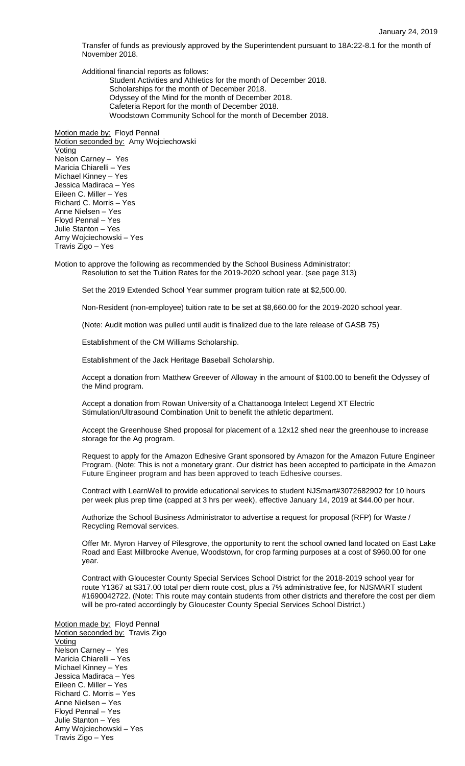Transfer of funds as previously approved by the Superintendent pursuant to 18A:22-8.1 for the month of November 2018.

Additional financial reports as follows:

Student Activities and Athletics for the month of December 2018.
Scholarships for the month of December 2018.
Odyssey of the Mind for the month of December 2018.
Cafeteria Report for the month of December 2018.
Woodstown Community School for the month of December 2018.

Motion made by: Floyd Pennal
Motion seconded by: Amy Wojciechowski
Voting
Nelson Carney – Yes
Maricia Chiarelli – Yes
Michael Kinney – Yes
Jessica Madiraca – Yes
Eileen C. Miller – Yes
Richard C. Morris – Yes
Anne Nielsen – Yes
Floyd Pennal – Yes
Julie Stanton – Yes
Amy Wojciechowski – Yes
Travis Zigo – Yes

Motion to approve the following as recommended by the School Business Administrator:

Resolution to set the Tuition Rates for the 2019-2020 school year. (see page 313)

Set the 2019 Extended School Year summer program tuition rate at $2,500.00.

Non-Resident (non-employee) tuition rate to be set at $8,660.00 for the 2019-2020 school year.

(Note: Audit motion was pulled until audit is finalized due to the late release of GASB 75)

Establishment of the CM Williams Scholarship.

Establishment of the Jack Heritage Baseball Scholarship.

Accept a donation from Matthew Greever of Alloway in the amount of $100.00 to benefit the Odyssey of the Mind program.

Accept a donation from Rowan University of a Chattanooga Intelect Legend XT Electric Stimulation/Ultrasound Combination Unit to benefit the athletic department.

Accept the Greenhouse Shed proposal for placement of a 12x12 shed near the greenhouse to increase storage for the Ag program.

Request to apply for the Amazon Edhesive Grant sponsored by Amazon for the Amazon Future Engineer Program. (Note: This is not a monetary grant. Our district has been accepted to participate in the Amazon Future Engineer program and has been approved to teach Edhesive courses.

Contract with LearnWell to provide educational services to student NJSmart#3072682902 for 10 hours per week plus prep time (capped at 3 hrs per week), effective January 14, 2019 at $44.00 per hour.

Authorize the School Business Administrator to advertise a request for proposal (RFP) for Waste / Recycling Removal services.

Offer Mr. Myron Harvey of Pilesgrove, the opportunity to rent the school owned land located on East Lake Road and East Millbrooke Avenue, Woodstown, for crop farming purposes at a cost of $960.00 for one year.

Contract with Gloucester County Special Services School District for the 2018-2019 school year for route Y1367 at $317.00 total per diem route cost, plus a 7% administrative fee, for NJSMART student #1690042722. (Note: This route may contain students from other districts and therefore the cost per diem will be pro-rated accordingly by Gloucester County Special Services School District.)

Motion made by: Floyd Pennal
Motion seconded by: Travis Zigo
Voting
Nelson Carney – Yes
Maricia Chiarelli – Yes
Michael Kinney – Yes
Jessica Madiraca – Yes
Eileen C. Miller – Yes
Richard C. Morris – Yes
Anne Nielsen – Yes
Floyd Pennal – Yes
Julie Stanton – Yes
Amy Wojciechowski – Yes
Travis Zigo – Yes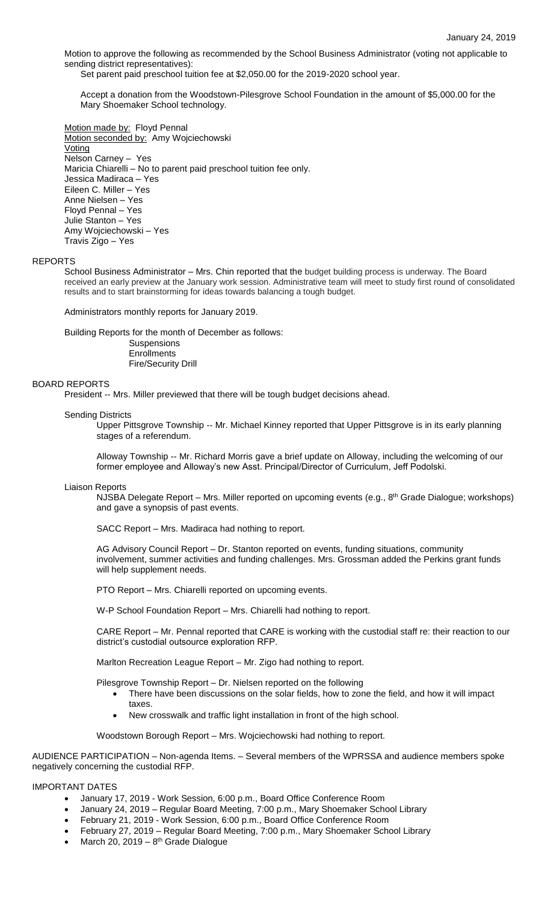January 24, 2019

Motion to approve the following as recommended by the School Business Administrator (voting not applicable to sending district representatives):

Set parent paid preschool tuition fee at $2,050.00 for the 2019-2020 school year.

Accept a donation from the Woodstown-Pilesgrove School Foundation in the amount of $5,000.00 for the Mary Shoemaker School technology.

Motion made by: Floyd Pennal
Motion seconded by: Amy Wojciechowski
Voting
Nelson Carney – Yes
Maricia Chiarelli – No to parent paid preschool tuition fee only.
Jessica Madiraca – Yes
Eileen C. Miller – Yes
Anne Nielsen – Yes
Floyd Pennal – Yes
Julie Stanton – Yes
Amy Wojciechowski – Yes
Travis Zigo – Yes

## REPORTS

School Business Administrator – Mrs. Chin reported that the budget building process is underway. The Board received an early preview at the January work session. Administrative team will meet to study first round of consolidated results and to start brainstorming for ideas towards balancing a tough budget.

Administrators monthly reports for January 2019.

Building Reports for the month of December as follows:

- Suspensions
- Enrollments
- Fire/Security Drill

## BOARD REPORTS

President -- Mrs. Miller previewed that there will be tough budget decisions ahead.

Sending Districts

Upper Pittsgrove Township -- Mr. Michael Kinney reported that Upper Pittsgrove is in its early planning stages of a referendum.

Alloway Township -- Mr. Richard Morris gave a brief update on Alloway, including the welcoming of our former employee and Alloway's new Asst. Principal/Director of Curriculum, Jeff Podolski.

Liaison Reports

NJSBA Delegate Report – Mrs. Miller reported on upcoming events (e.g., 8th Grade Dialogue; workshops) and gave a synopsis of past events.

SACC Report – Mrs. Madiraca had nothing to report.

AG Advisory Council Report – Dr. Stanton reported on events, funding situations, community involvement, summer activities and funding challenges. Mrs. Grossman added the Perkins grant funds will help supplement needs.

PTO Report – Mrs. Chiarelli reported on upcoming events.

W-P School Foundation Report – Mrs. Chiarelli had nothing to report.

CARE Report – Mr. Pennal reported that CARE is working with the custodial staff re: their reaction to our district's custodial outsource exploration RFP.

Marlton Recreation League Report – Mr. Zigo had nothing to report.

Pilesgrove Township Report – Dr. Nielsen reported on the following

- There have been discussions on the solar fields, how to zone the field, and how it will impact taxes.
- New crosswalk and traffic light installation in front of the high school.

Woodstown Borough Report – Mrs. Wojciechowski had nothing to report.

AUDIENCE PARTICIPATION – Non-agenda Items. – Several members of the WPRSSA and audience members spoke negatively concerning the custodial RFP.

## IMPORTANT DATES

- January 17, 2019 - Work Session, 6:00 p.m., Board Office Conference Room
- January 24, 2019 – Regular Board Meeting, 7:00 p.m., Mary Shoemaker School Library
- February 21, 2019 - Work Session, 6:00 p.m., Board Office Conference Room
- February 27, 2019 – Regular Board Meeting, 7:00 p.m., Mary Shoemaker School Library
- March 20, 2019 – 8th Grade Dialogue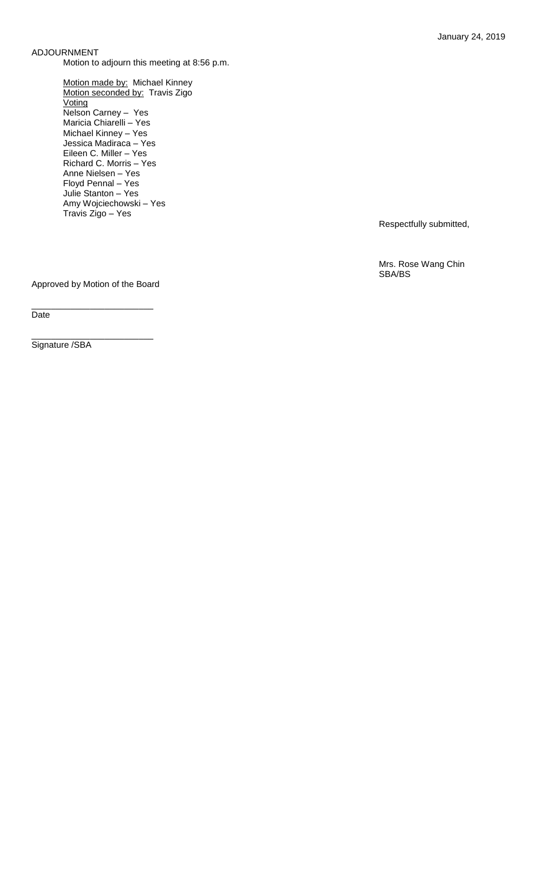January 24, 2019

ADJOURNMENT

Motion to adjourn this meeting at 8:56 p.m.

Motion made by: Michael Kinney
Motion seconded by: Travis Zigo
Voting
Nelson Carney – Yes
Maricia Chiarelli – Yes
Michael Kinney – Yes
Jessica Madiraca – Yes
Eileen C. Miller – Yes
Richard C. Morris – Yes
Anne Nielsen – Yes
Floyd Pennal – Yes
Julie Stanton – Yes
Amy Wojciechowski – Yes
Travis Zigo – Yes

Respectfully submitted,

Mrs. Rose Wang Chin
SBA/BS

Approved by Motion of the Board

_________________________
Date

_________________________
Signature /SBA